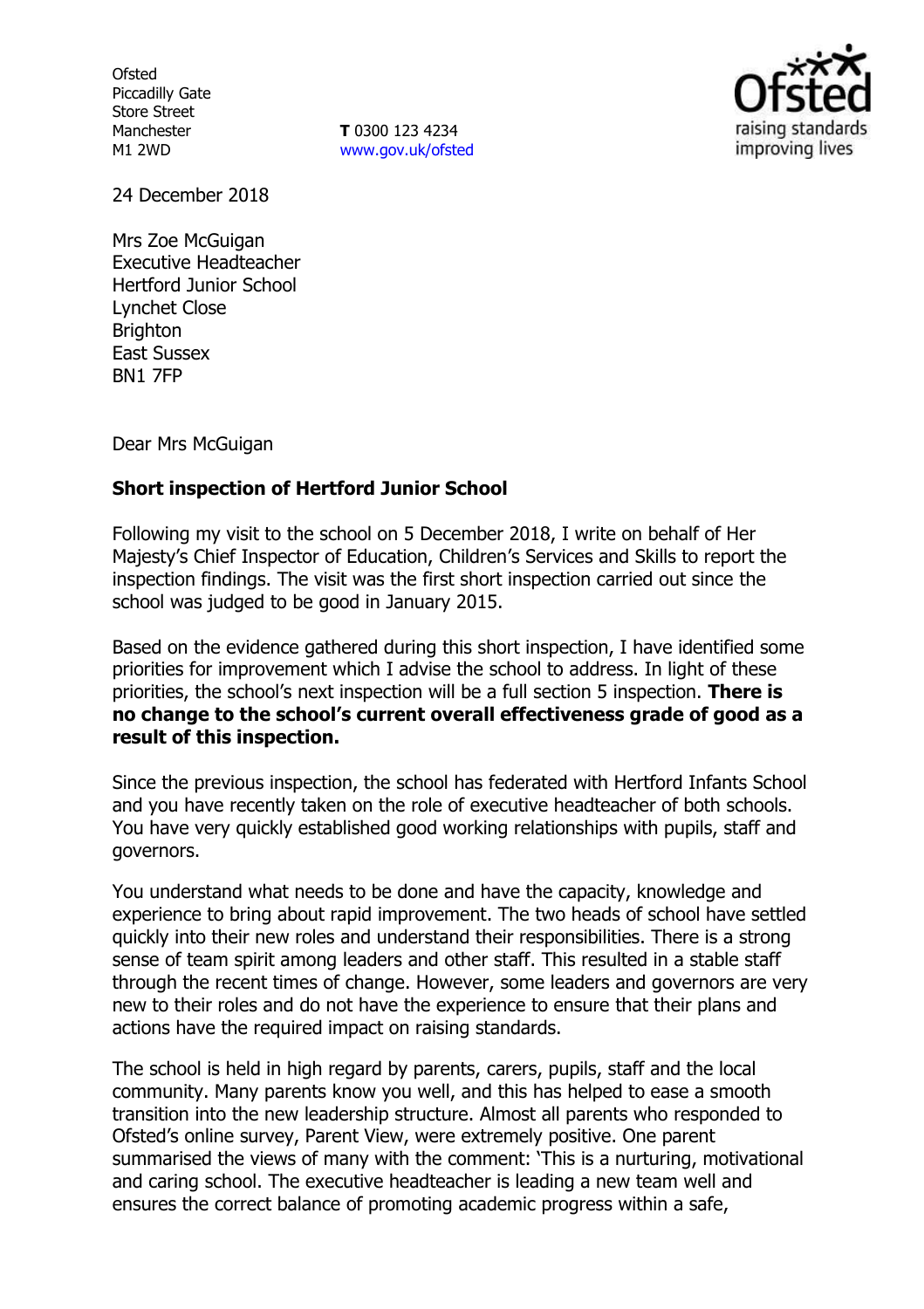Ofsted
Piccadilly Gate
Store Street
Manchester
M1 2WD

**T** 0300 123 4234
www.gov.uk/ofsted

24 December 2018

Mrs Zoe McGuigan
Executive Headteacher
Hertford Junior School
Lynchet Close
Brighton
East Sussex
BN1 7FP

Dear Mrs McGuigan

**Short inspection of Hertford Junior School**

Following my visit to the school on 5 December 2018, I write on behalf of Her Majesty's Chief Inspector of Education, Children's Services and Skills to report the inspection findings. The visit was the first short inspection carried out since the school was judged to be good in January 2015.

Based on the evidence gathered during this short inspection, I have identified some priorities for improvement which I advise the school to address. In light of these priorities, the school's next inspection will be a full section 5 inspection. **There is no change to the school's current overall effectiveness grade of good as a result of this inspection.**

Since the previous inspection, the school has federated with Hertford Infants School and you have recently taken on the role of executive headteacher of both schools. You have very quickly established good working relationships with pupils, staff and governors.

You understand what needs to be done and have the capacity, knowledge and experience to bring about rapid improvement. The two heads of school have settled quickly into their new roles and understand their responsibilities. There is a strong sense of team spirit among leaders and other staff. This resulted in a stable staff through the recent times of change. However, some leaders and governors are very new to their roles and do not have the experience to ensure that their plans and actions have the required impact on raising standards.

The school is held in high regard by parents, carers, pupils, staff and the local community. Many parents know you well, and this has helped to ease a smooth transition into the new leadership structure. Almost all parents who responded to Ofsted's online survey, Parent View, were extremely positive. One parent summarised the views of many with the comment: 'This is a nurturing, motivational and caring school. The executive headteacher is leading a new team well and ensures the correct balance of promoting academic progress within a safe,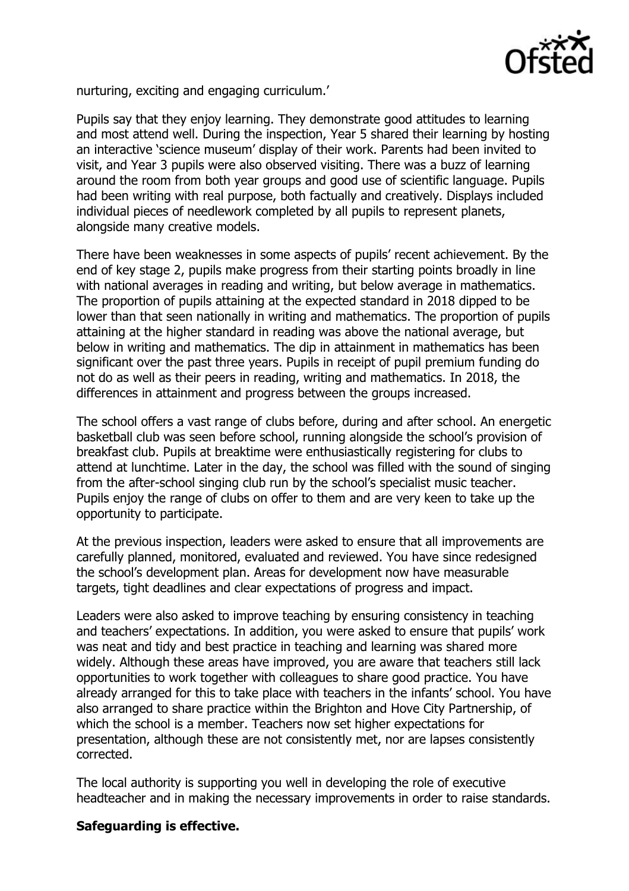nurturing, exciting and engaging curriculum.'

Pupils say that they enjoy learning. They demonstrate good attitudes to learning and most attend well. During the inspection, Year 5 shared their learning by hosting an interactive 'science museum' display of their work. Parents had been invited to visit, and Year 3 pupils were also observed visiting. There was a buzz of learning around the room from both year groups and good use of scientific language. Pupils had been writing with real purpose, both factually and creatively. Displays included individual pieces of needlework completed by all pupils to represent planets, alongside many creative models.

There have been weaknesses in some aspects of pupils' recent achievement. By the end of key stage 2, pupils make progress from their starting points broadly in line with national averages in reading and writing, but below average in mathematics. The proportion of pupils attaining at the expected standard in 2018 dipped to be lower than that seen nationally in writing and mathematics. The proportion of pupils attaining at the higher standard in reading was above the national average, but below in writing and mathematics. The dip in attainment in mathematics has been significant over the past three years. Pupils in receipt of pupil premium funding do not do as well as their peers in reading, writing and mathematics. In 2018, the differences in attainment and progress between the groups increased.

The school offers a vast range of clubs before, during and after school. An energetic basketball club was seen before school, running alongside the school's provision of breakfast club. Pupils at breaktime were enthusiastically registering for clubs to attend at lunchtime. Later in the day, the school was filled with the sound of singing from the after-school singing club run by the school's specialist music teacher. Pupils enjoy the range of clubs on offer to them and are very keen to take up the opportunity to participate.

At the previous inspection, leaders were asked to ensure that all improvements are carefully planned, monitored, evaluated and reviewed. You have since redesigned the school's development plan. Areas for development now have measurable targets, tight deadlines and clear expectations of progress and impact.

Leaders were also asked to improve teaching by ensuring consistency in teaching and teachers' expectations. In addition, you were asked to ensure that pupils' work was neat and tidy and best practice in teaching and learning was shared more widely. Although these areas have improved, you are aware that teachers still lack opportunities to work together with colleagues to share good practice. You have already arranged for this to take place with teachers in the infants' school. You have also arranged to share practice within the Brighton and Hove City Partnership, of which the school is a member. Teachers now set higher expectations for presentation, although these are not consistently met, nor are lapses consistently corrected.

The local authority is supporting you well in developing the role of executive headteacher and in making the necessary improvements in order to raise standards.

**Safeguarding is effective.**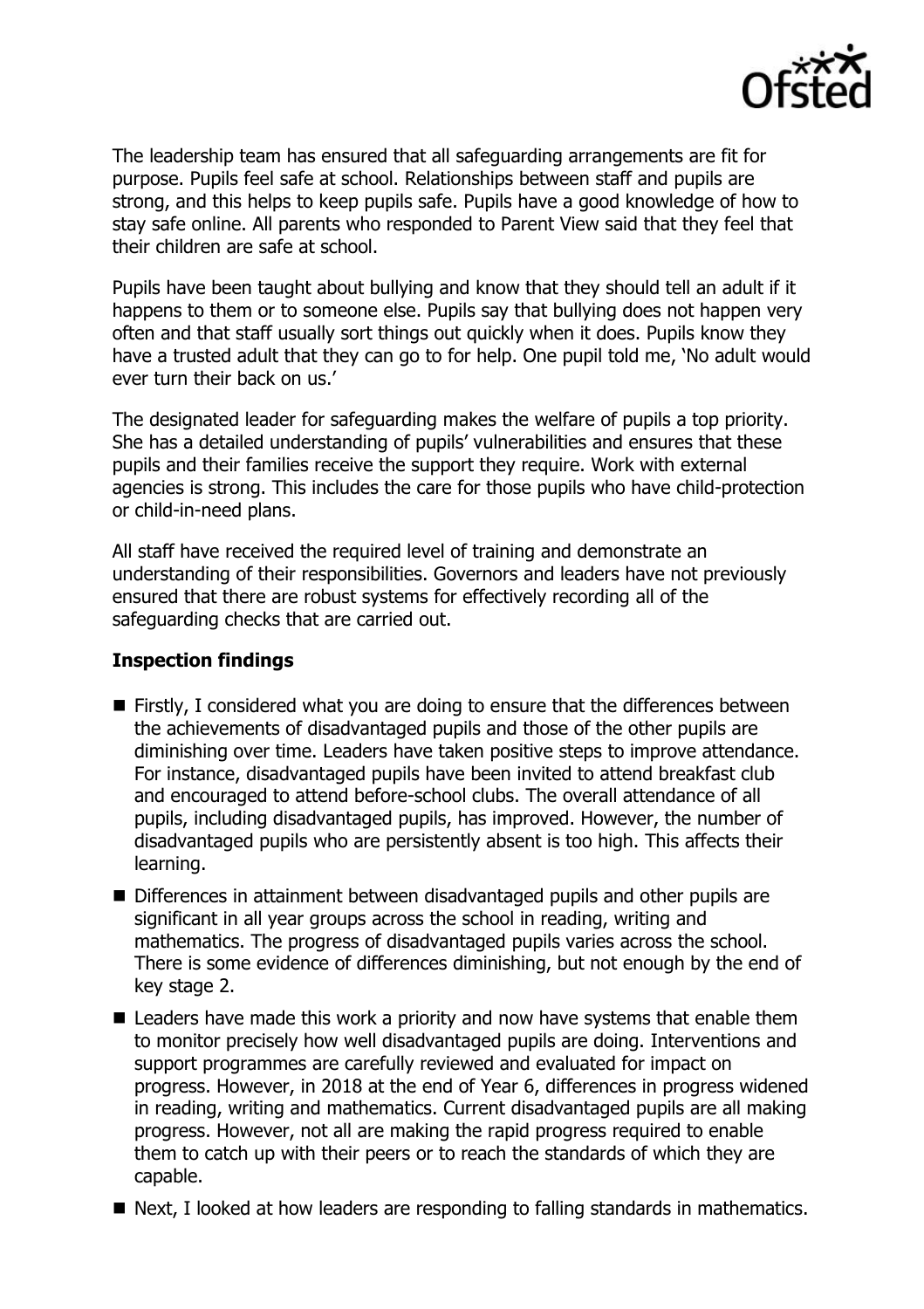The leadership team has ensured that all safeguarding arrangements are fit for purpose. Pupils feel safe at school. Relationships between staff and pupils are strong, and this helps to keep pupils safe. Pupils have a good knowledge of how to stay safe online. All parents who responded to Parent View said that they feel that their children are safe at school.

Pupils have been taught about bullying and know that they should tell an adult if it happens to them or to someone else. Pupils say that bullying does not happen very often and that staff usually sort things out quickly when it does. Pupils know they have a trusted adult that they can go to for help. One pupil told me, 'No adult would ever turn their back on us.'

The designated leader for safeguarding makes the welfare of pupils a top priority. She has a detailed understanding of pupils' vulnerabilities and ensures that these pupils and their families receive the support they require. Work with external agencies is strong. This includes the care for those pupils who have child-protection or child-in-need plans.

All staff have received the required level of training and demonstrate an understanding of their responsibilities. Governors and leaders have not previously ensured that there are robust systems for effectively recording all of the safeguarding checks that are carried out.

**Inspection findings**

- Firstly, I considered what you are doing to ensure that the differences between the achievements of disadvantaged pupils and those of the other pupils are diminishing over time. Leaders have taken positive steps to improve attendance. For instance, disadvantaged pupils have been invited to attend breakfast club and encouraged to attend before-school clubs. The overall attendance of all pupils, including disadvantaged pupils, has improved. However, the number of disadvantaged pupils who are persistently absent is too high. This affects their learning.
- Differences in attainment between disadvantaged pupils and other pupils are significant in all year groups across the school in reading, writing and mathematics. The progress of disadvantaged pupils varies across the school. There is some evidence of differences diminishing, but not enough by the end of key stage 2.
- Leaders have made this work a priority and now have systems that enable them to monitor precisely how well disadvantaged pupils are doing. Interventions and support programmes are carefully reviewed and evaluated for impact on progress. However, in 2018 at the end of Year 6, differences in progress widened in reading, writing and mathematics. Current disadvantaged pupils are all making progress. However, not all are making the rapid progress required to enable them to catch up with their peers or to reach the standards of which they are capable.
- Next, I looked at how leaders are responding to falling standards in mathematics.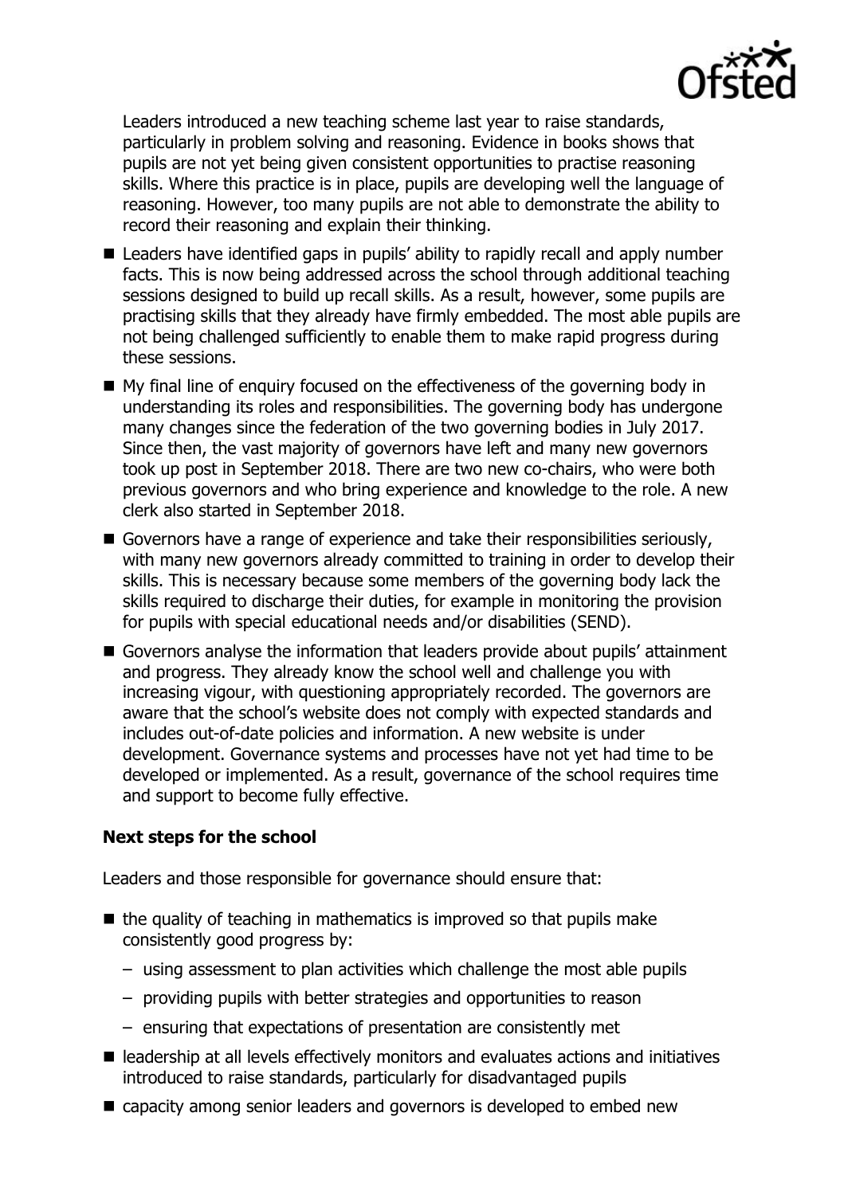Leaders introduced a new teaching scheme last year to raise standards, particularly in problem solving and reasoning. Evidence in books shows that pupils are not yet being given consistent opportunities to practise reasoning skills. Where this practice is in place, pupils are developing well the language of reasoning. However, too many pupils are not able to demonstrate the ability to record their reasoning and explain their thinking.

- Leaders have identified gaps in pupils' ability to rapidly recall and apply number facts. This is now being addressed across the school through additional teaching sessions designed to build up recall skills. As a result, however, some pupils are practising skills that they already have firmly embedded. The most able pupils are not being challenged sufficiently to enable them to make rapid progress during these sessions.
- My final line of enquiry focused on the effectiveness of the governing body in understanding its roles and responsibilities. The governing body has undergone many changes since the federation of the two governing bodies in July 2017. Since then, the vast majority of governors have left and many new governors took up post in September 2018. There are two new co-chairs, who were both previous governors and who bring experience and knowledge to the role. A new clerk also started in September 2018.
- Governors have a range of experience and take their responsibilities seriously, with many new governors already committed to training in order to develop their skills. This is necessary because some members of the governing body lack the skills required to discharge their duties, for example in monitoring the provision for pupils with special educational needs and/or disabilities (SEND).
- Governors analyse the information that leaders provide about pupils' attainment and progress. They already know the school well and challenge you with increasing vigour, with questioning appropriately recorded. The governors are aware that the school's website does not comply with expected standards and includes out-of-date policies and information. A new website is under development. Governance systems and processes have not yet had time to be developed or implemented. As a result, governance of the school requires time and support to become fully effective.

### Next steps for the school

Leaders and those responsible for governance should ensure that:

- the quality of teaching in mathematics is improved so that pupils make consistently good progress by:
  - using assessment to plan activities which challenge the most able pupils
  - providing pupils with better strategies and opportunities to reason
  - ensuring that expectations of presentation are consistently met
- leadership at all levels effectively monitors and evaluates actions and initiatives introduced to raise standards, particularly for disadvantaged pupils
- capacity among senior leaders and governors is developed to embed new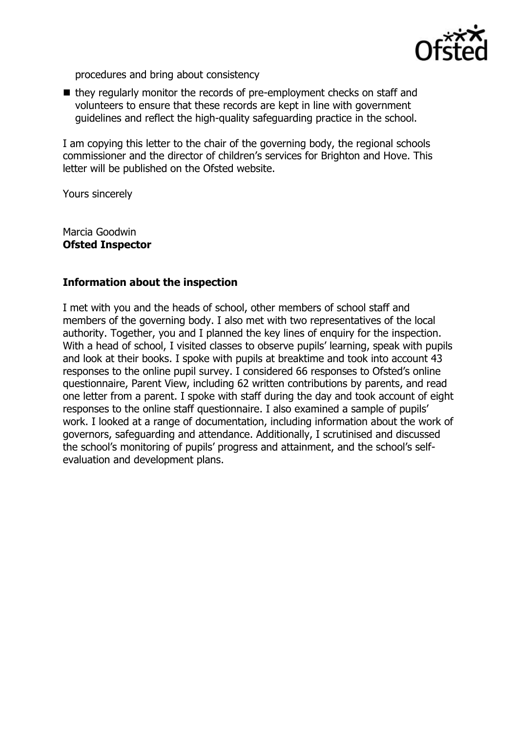procedures and bring about consistency

- they regularly monitor the records of pre-employment checks on staff and volunteers to ensure that these records are kept in line with government guidelines and reflect the high-quality safeguarding practice in the school.

I am copying this letter to the chair of the governing body, the regional schools commissioner and the director of children's services for Brighton and Hove. This letter will be published on the Ofsted website.

Yours sincerely

Marcia Goodwin
**Ofsted Inspector**

### Information about the inspection

I met with you and the heads of school, other members of school staff and members of the governing body. I also met with two representatives of the local authority. Together, you and I planned the key lines of enquiry for the inspection. With a head of school, I visited classes to observe pupils' learning, speak with pupils and look at their books. I spoke with pupils at breaktime and took into account 43 responses to the online pupil survey. I considered 66 responses to Ofsted's online questionnaire, Parent View, including 62 written contributions by parents, and read one letter from a parent. I spoke with staff during the day and took account of eight responses to the online staff questionnaire. I also examined a sample of pupils' work. I looked at a range of documentation, including information about the work of governors, safeguarding and attendance. Additionally, I scrutinised and discussed the school's monitoring of pupils' progress and attainment, and the school's self-evaluation and development plans.